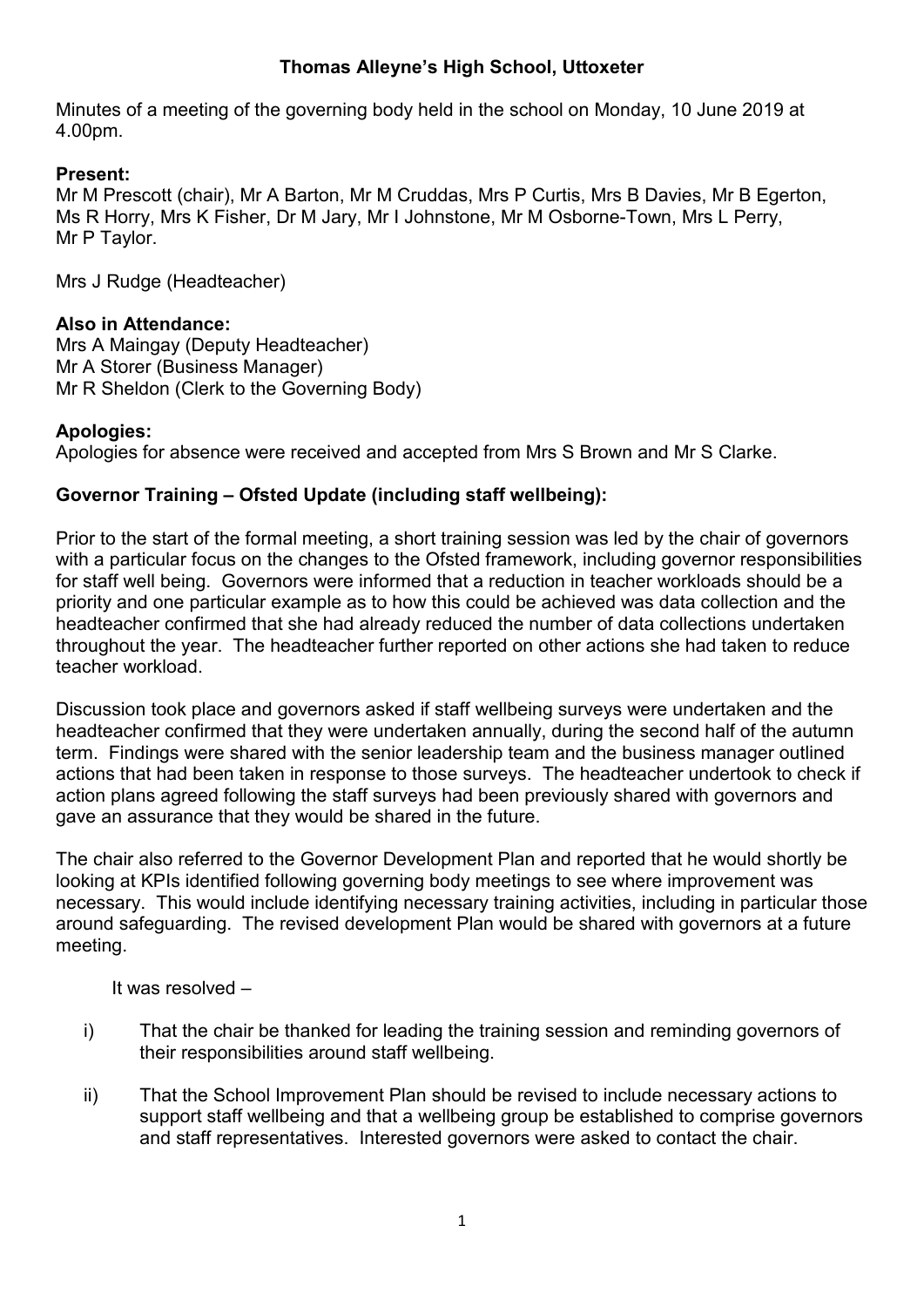# Thomas Alleyne's High School, Uttoxeter

Minutes of a meeting of the governing body held in the school on Monday, 10 June 2019 at 4.00pm.

**Present:**
Mr M Prescott (chair), Mr A Barton, Mr M Cruddas, Mrs P Curtis, Mrs B Davies, Mr B Egerton, Ms R Horry, Mrs K Fisher, Dr M Jary, Mr I Johnstone, Mr M Osborne-Town, Mrs L Perry, Mr P Taylor.

Mrs J Rudge (Headteacher)

**Also in Attendance:**
Mrs A Maingay (Deputy Headteacher)
Mr A Storer (Business Manager)
Mr R Sheldon (Clerk to the Governing Body)

**Apologies:**
Apologies for absence were received and accepted from Mrs S Brown and Mr S Clarke.

**Governor Training – Ofsted Update (including staff wellbeing):**

Prior to the start of the formal meeting, a short training session was led by the chair of governors with a particular focus on the changes to the Ofsted framework, including governor responsibilities for staff well being. Governors were informed that a reduction in teacher workloads should be a priority and one particular example as to how this could be achieved was data collection and the headteacher confirmed that she had already reduced the number of data collections undertaken throughout the year. The headteacher further reported on other actions she had taken to reduce teacher workload.

Discussion took place and governors asked if staff wellbeing surveys were undertaken and the headteacher confirmed that they were undertaken annually, during the second half of the autumn term. Findings were shared with the senior leadership team and the business manager outlined actions that had been taken in response to those surveys. The headteacher undertook to check if action plans agreed following the staff surveys had been previously shared with governors and gave an assurance that they would be shared in the future.

The chair also referred to the Governor Development Plan and reported that he would shortly be looking at KPIs identified following governing body meetings to see where improvement was necessary. This would include identifying necessary training activities, including in particular those around safeguarding. The revised development Plan would be shared with governors at a future meeting.

It was resolved –

i) That the chair be thanked for leading the training session and reminding governors of their responsibilities around staff wellbeing.

ii) That the School Improvement Plan should be revised to include necessary actions to support staff wellbeing and that a wellbeing group be established to comprise governors and staff representatives. Interested governors were asked to contact the chair.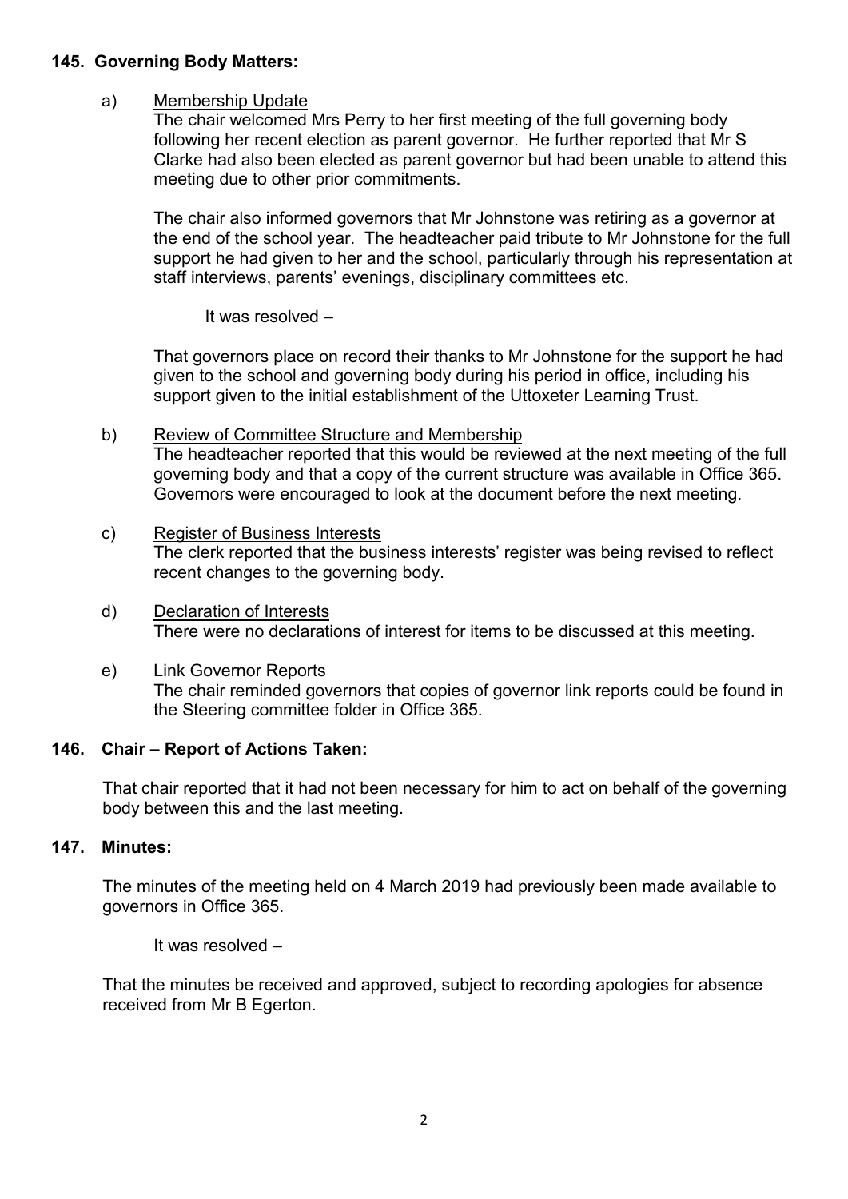## 145. Governing Body Matters:

a) <u>Membership Update</u>

The chair welcomed Mrs Perry to her first meeting of the full governing body following her recent election as parent governor. He further reported that Mr S Clarke had also been elected as parent governor but had been unable to attend this meeting due to other prior commitments.

The chair also informed governors that Mr Johnstone was retiring as a governor at the end of the school year. The headteacher paid tribute to Mr Johnstone for the full support he had given to her and the school, particularly through his representation at staff interviews, parents' evenings, disciplinary committees etc.

It was resolved –

That governors place on record their thanks to Mr Johnstone for the support he had given to the school and governing body during his period in office, including his support given to the initial establishment of the Uttoxeter Learning Trust.

b) <u>Review of Committee Structure and Membership</u>

The headteacher reported that this would be reviewed at the next meeting of the full governing body and that a copy of the current structure was available in Office 365. Governors were encouraged to look at the document before the next meeting.

c) <u>Register of Business Interests</u>

The clerk reported that the business interests' register was being revised to reflect recent changes to the governing body.

d) <u>Declaration of Interests</u>

There were no declarations of interest for items to be discussed at this meeting.

e) <u>Link Governor Reports</u>

The chair reminded governors that copies of governor link reports could be found in the Steering committee folder in Office 365.

## 146. Chair – Report of Actions Taken:

That chair reported that it had not been necessary for him to act on behalf of the governing body between this and the last meeting.

## 147. Minutes:

The minutes of the meeting held on 4 March 2019 had previously been made available to governors in Office 365.

It was resolved –

That the minutes be received and approved, subject to recording apologies for absence received from Mr B Egerton.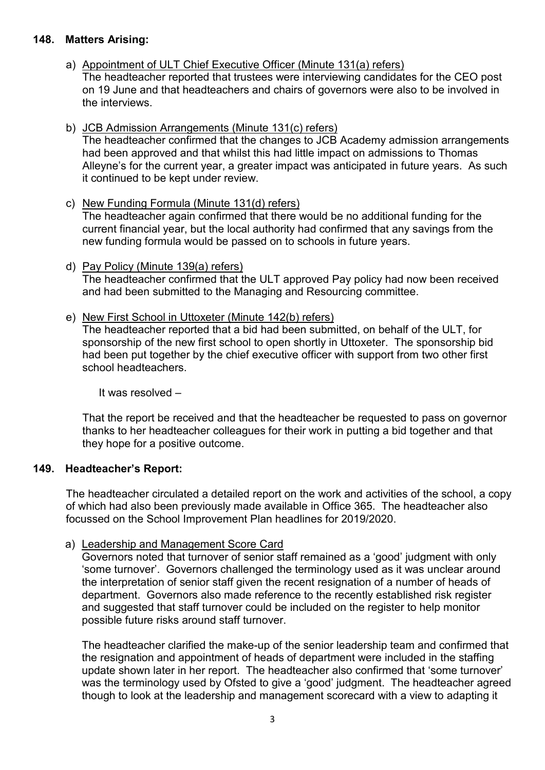### 148. Matters Arising:

a) Appointment of ULT Chief Executive Officer (Minute 131(a) refers)
The headteacher reported that trustees were interviewing candidates for the CEO post on 19 June and that headteachers and chairs of governors were also to be involved in the interviews.

b) JCB Admission Arrangements (Minute 131(c) refers)
The headteacher confirmed that the changes to JCB Academy admission arrangements had been approved and that whilst this had little impact on admissions to Thomas Alleyne's for the current year, a greater impact was anticipated in future years. As such it continued to be kept under review.

c) New Funding Formula (Minute 131(d) refers)
The headteacher again confirmed that there would be no additional funding for the current financial year, but the local authority had confirmed that any savings from the new funding formula would be passed on to schools in future years.

d) Pay Policy (Minute 139(a) refers)
The headteacher confirmed that the ULT approved Pay policy had now been received and had been submitted to the Managing and Resourcing committee.

e) New First School in Uttoxeter (Minute 142(b) refers)
The headteacher reported that a bid had been submitted, on behalf of the ULT, for sponsorship of the new first school to open shortly in Uttoxeter. The sponsorship bid had been put together by the chief executive officer with support from two other first school headteachers.

It was resolved –

That the report be received and that the headteacher be requested to pass on governor thanks to her headteacher colleagues for their work in putting a bid together and that they hope for a positive outcome.

### 149. Headteacher's Report:

The headteacher circulated a detailed report on the work and activities of the school, a copy of which had also been previously made available in Office 365. The headteacher also focussed on the School Improvement Plan headlines for 2019/2020.

a) Leadership and Management Score Card
Governors noted that turnover of senior staff remained as a 'good' judgment with only 'some turnover'. Governors challenged the terminology used as it was unclear around the interpretation of senior staff given the recent resignation of a number of heads of department. Governors also made reference to the recently established risk register and suggested that staff turnover could be included on the register to help monitor possible future risks around staff turnover.

The headteacher clarified the make-up of the senior leadership team and confirmed that the resignation and appointment of heads of department were included in the staffing update shown later in her report. The headteacher also confirmed that 'some turnover' was the terminology used by Ofsted to give a 'good' judgment. The headteacher agreed though to look at the leadership and management scorecard with a view to adapting it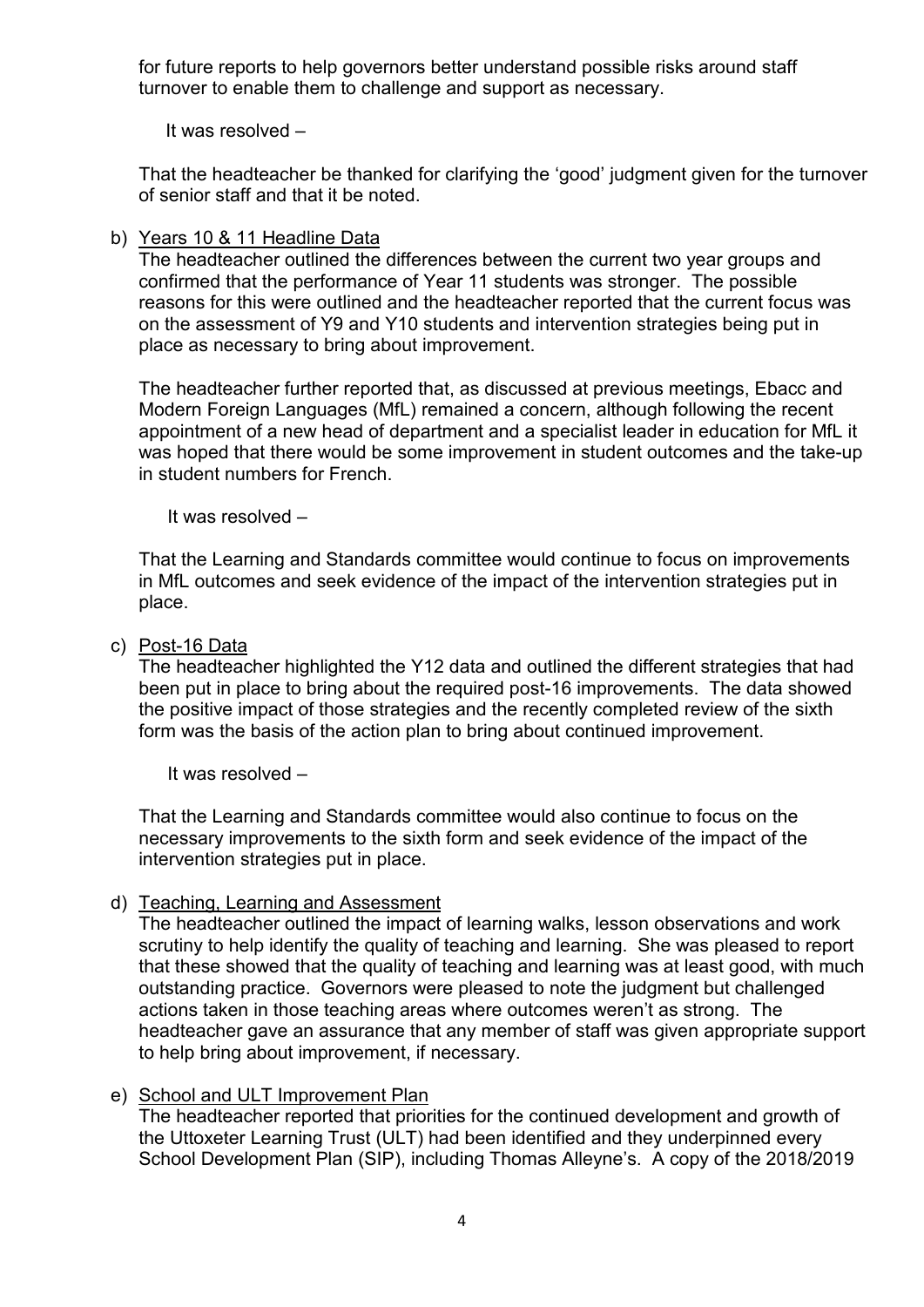for future reports to help governors better understand possible risks around staff turnover to enable them to challenge and support as necessary.

It was resolved –

That the headteacher be thanked for clarifying the 'good' judgment given for the turnover of senior staff and that it be noted.

b) Years 10 & 11 Headline Data

The headteacher outlined the differences between the current two year groups and confirmed that the performance of Year 11 students was stronger. The possible reasons for this were outlined and the headteacher reported that the current focus was on the assessment of Y9 and Y10 students and intervention strategies being put in place as necessary to bring about improvement.

The headteacher further reported that, as discussed at previous meetings, Ebacc and Modern Foreign Languages (MfL) remained a concern, although following the recent appointment of a new head of department and a specialist leader in education for MfL it was hoped that there would be some improvement in student outcomes and the take-up in student numbers for French.

It was resolved –

That the Learning and Standards committee would continue to focus on improvements in MfL outcomes and seek evidence of the impact of the intervention strategies put in place.

c) Post-16 Data

The headteacher highlighted the Y12 data and outlined the different strategies that had been put in place to bring about the required post-16 improvements. The data showed the positive impact of those strategies and the recently completed review of the sixth form was the basis of the action plan to bring about continued improvement.

It was resolved –

That the Learning and Standards committee would also continue to focus on the necessary improvements to the sixth form and seek evidence of the impact of the intervention strategies put in place.

d) Teaching, Learning and Assessment

The headteacher outlined the impact of learning walks, lesson observations and work scrutiny to help identify the quality of teaching and learning. She was pleased to report that these showed that the quality of teaching and learning was at least good, with much outstanding practice. Governors were pleased to note the judgment but challenged actions taken in those teaching areas where outcomes weren't as strong. The headteacher gave an assurance that any member of staff was given appropriate support to help bring about improvement, if necessary.

e) School and ULT Improvement Plan

The headteacher reported that priorities for the continued development and growth of the Uttoxeter Learning Trust (ULT) had been identified and they underpinned every School Development Plan (SIP), including Thomas Alleyne's. A copy of the 2018/2019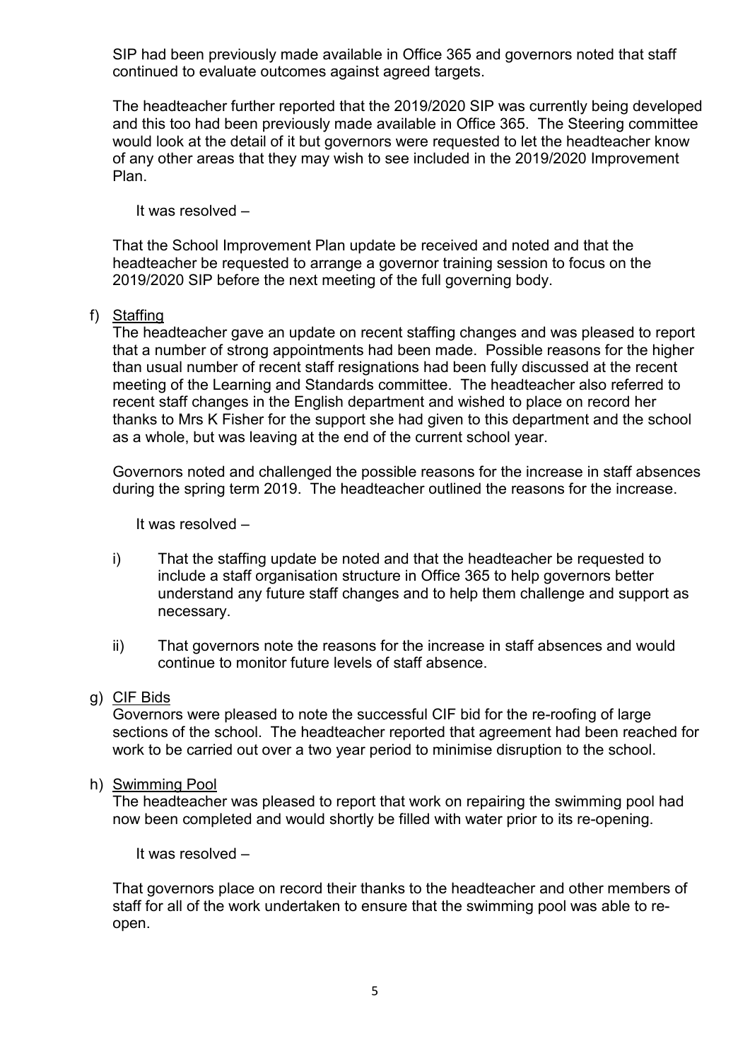SIP had been previously made available in Office 365 and governors noted that staff continued to evaluate outcomes against agreed targets.

The headteacher further reported that the 2019/2020 SIP was currently being developed and this too had been previously made available in Office 365. The Steering committee would look at the detail of it but governors were requested to let the headteacher know of any other areas that they may wish to see included in the 2019/2020 Improvement Plan.

It was resolved –

That the School Improvement Plan update be received and noted and that the headteacher be requested to arrange a governor training session to focus on the 2019/2020 SIP before the next meeting of the full governing body.

f) <u>Staffing</u>

The headteacher gave an update on recent staffing changes and was pleased to report that a number of strong appointments had been made. Possible reasons for the higher than usual number of recent staff resignations had been fully discussed at the recent meeting of the Learning and Standards committee. The headteacher also referred to recent staff changes in the English department and wished to place on record her thanks to Mrs K Fisher for the support she had given to this department and the school as a whole, but was leaving at the end of the current school year.

Governors noted and challenged the possible reasons for the increase in staff absences during the spring term 2019. The headteacher outlined the reasons for the increase.

It was resolved –

i) That the staffing update be noted and that the headteacher be requested to include a staff organisation structure in Office 365 to help governors better understand any future staff changes and to help them challenge and support as necessary.

ii) That governors note the reasons for the increase in staff absences and would continue to monitor future levels of staff absence.

g) <u>CIF Bids</u>

Governors were pleased to note the successful CIF bid for the re-roofing of large sections of the school. The headteacher reported that agreement had been reached for work to be carried out over a two year period to minimise disruption to the school.

h) <u>Swimming Pool</u>

The headteacher was pleased to report that work on repairing the swimming pool had now been completed and would shortly be filled with water prior to its re-opening.

It was resolved –

That governors place on record their thanks to the headteacher and other members of staff for all of the work undertaken to ensure that the swimming pool was able to re-open.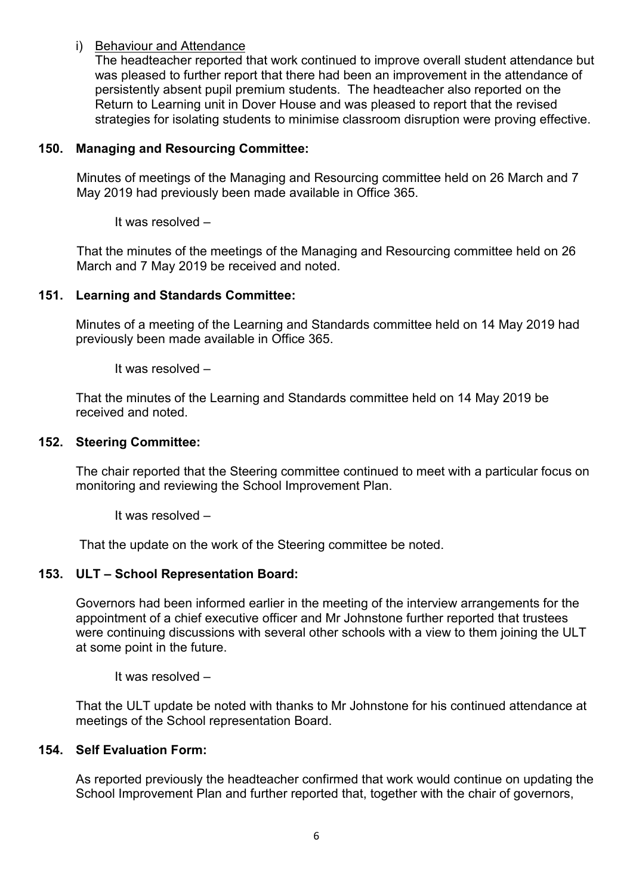i) <u>Behaviour and Attendance</u>

The headteacher reported that work continued to improve overall student attendance but was pleased to further report that there had been an improvement in the attendance of persistently absent pupil premium students. The headteacher also reported on the Return to Learning unit in Dover House and was pleased to report that the revised strategies for isolating students to minimise classroom disruption were proving effective.

**150. Managing and Resourcing Committee:**

Minutes of meetings of the Managing and Resourcing committee held on 26 March and 7 May 2019 had previously been made available in Office 365.

It was resolved –

That the minutes of the meetings of the Managing and Resourcing committee held on 26 March and 7 May 2019 be received and noted.

**151. Learning and Standards Committee:**

Minutes of a meeting of the Learning and Standards committee held on 14 May 2019 had previously been made available in Office 365.

It was resolved –

That the minutes of the Learning and Standards committee held on 14 May 2019 be received and noted.

**152. Steering Committee:**

The chair reported that the Steering committee continued to meet with a particular focus on monitoring and reviewing the School Improvement Plan.

It was resolved –

That the update on the work of the Steering committee be noted.

**153. ULT – School Representation Board:**

Governors had been informed earlier in the meeting of the interview arrangements for the appointment of a chief executive officer and Mr Johnstone further reported that trustees were continuing discussions with several other schools with a view to them joining the ULT at some point in the future.

It was resolved –

That the ULT update be noted with thanks to Mr Johnstone for his continued attendance at meetings of the School representation Board.

**154. Self Evaluation Form:**

As reported previously the headteacher confirmed that work would continue on updating the School Improvement Plan and further reported that, together with the chair of governors,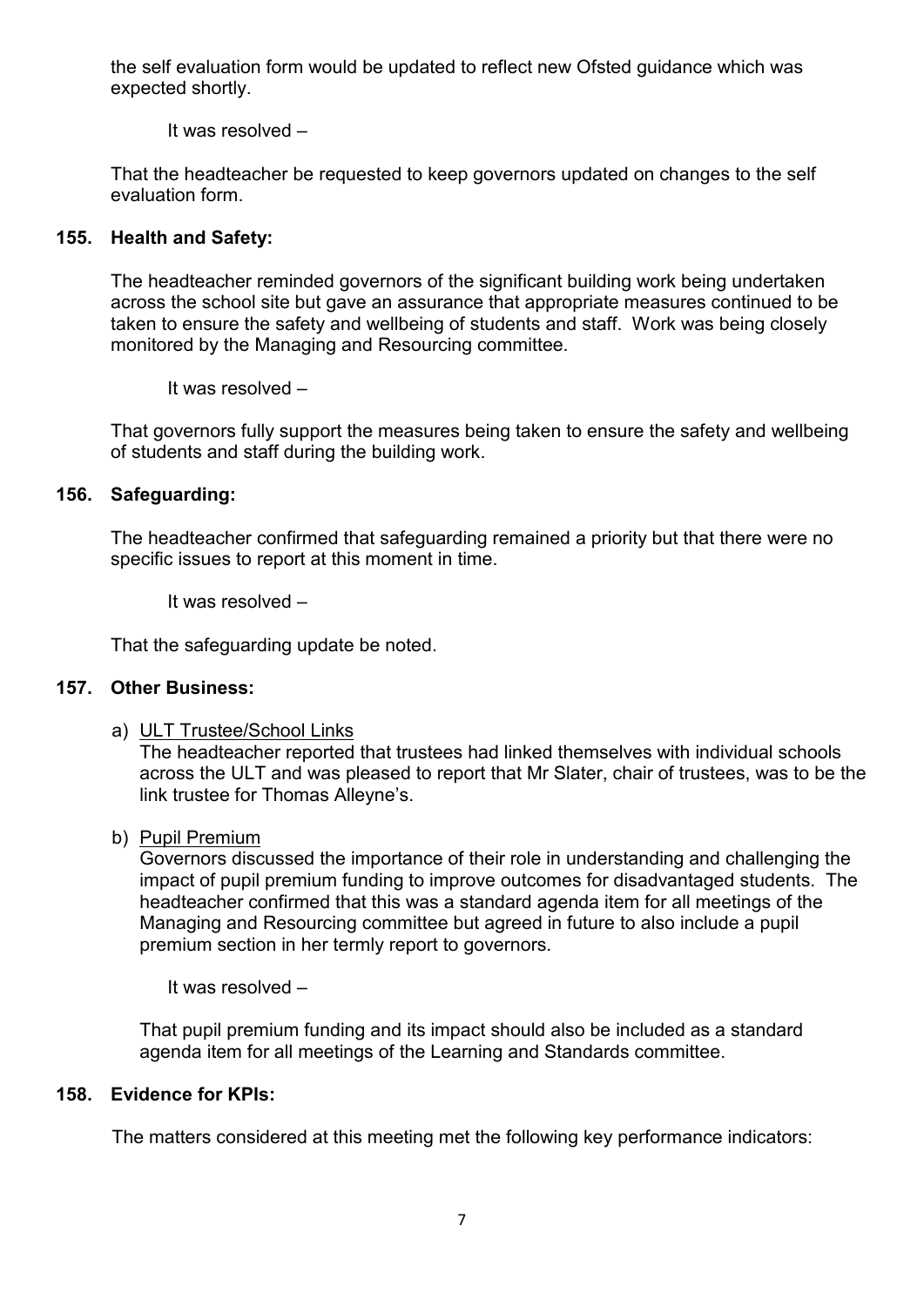the self evaluation form would be updated to reflect new Ofsted guidance which was expected shortly.

It was resolved –

That the headteacher be requested to keep governors updated on changes to the self evaluation form.

**155. Health and Safety:**

The headteacher reminded governors of the significant building work being undertaken across the school site but gave an assurance that appropriate measures continued to be taken to ensure the safety and wellbeing of students and staff. Work was being closely monitored by the Managing and Resourcing committee.

It was resolved –

That governors fully support the measures being taken to ensure the safety and wellbeing of students and staff during the building work.

**156. Safeguarding:**

The headteacher confirmed that safeguarding remained a priority but that there were no specific issues to report at this moment in time.

It was resolved –

That the safeguarding update be noted.

**157. Other Business:**

a) <u>ULT Trustee/School Links</u>
The headteacher reported that trustees had linked themselves with individual schools across the ULT and was pleased to report that Mr Slater, chair of trustees, was to be the link trustee for Thomas Alleyne's.

b) <u>Pupil Premium</u>
Governors discussed the importance of their role in understanding and challenging the impact of pupil premium funding to improve outcomes for disadvantaged students. The headteacher confirmed that this was a standard agenda item for all meetings of the Managing and Resourcing committee but agreed in future to also include a pupil premium section in her termly report to governors.

It was resolved –

That pupil premium funding and its impact should also be included as a standard agenda item for all meetings of the Learning and Standards committee.

**158. Evidence for KPIs:**

The matters considered at this meeting met the following key performance indicators: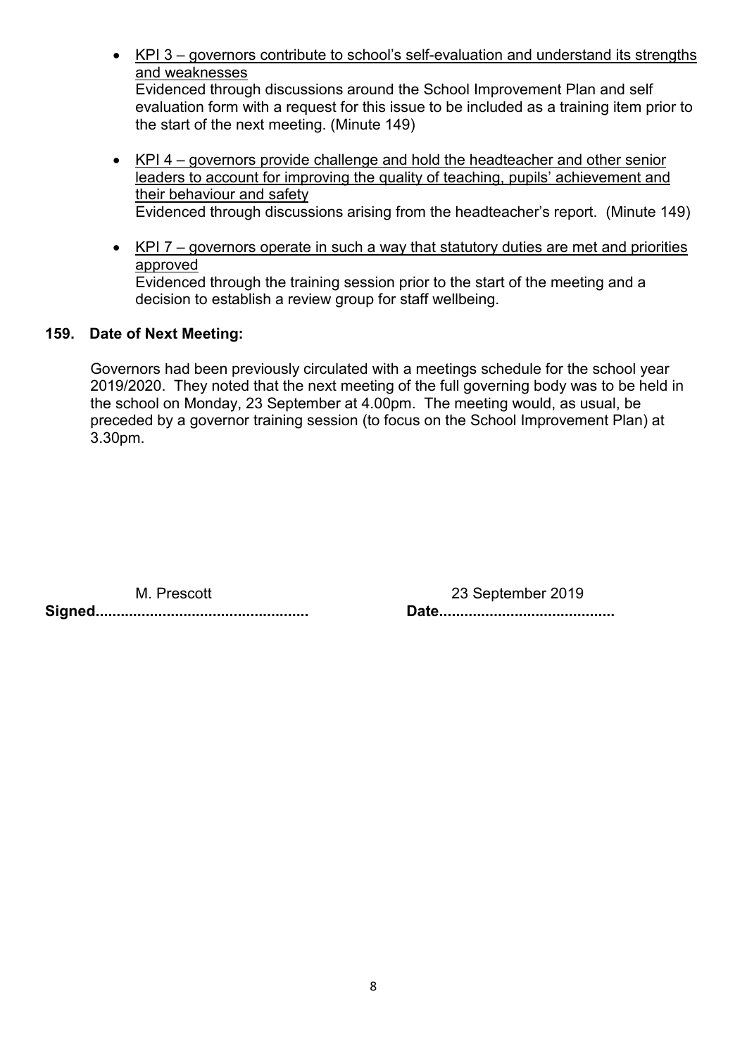- KPI 3 – governors contribute to school's self-evaluation and understand its strengths and weaknesses
  Evidenced through discussions around the School Improvement Plan and self evaluation form with a request for this issue to be included as a training item prior to the start of the next meeting. (Minute 149)

- KPI 4 – governors provide challenge and hold the headteacher and other senior leaders to account for improving the quality of teaching, pupils' achievement and their behaviour and safety
  Evidenced through discussions arising from the headteacher's report. (Minute 149)

- KPI 7 – governors operate in such a way that statutory duties are met and priorities approved
  Evidenced through the training session prior to the start of the meeting and a decision to establish a review group for staff wellbeing.

**159. Date of Next Meeting:**

Governors had been previously circulated with a meetings schedule for the school year 2019/2020. They noted that the next meeting of the full governing body was to be held in the school on Monday, 23 September at 4.00pm. The meeting would, as usual, be preceded by a governor training session (to focus on the School Improvement Plan) at 3.30pm.

**Signed**....M. Prescott.... **Date**....23 September 2019....